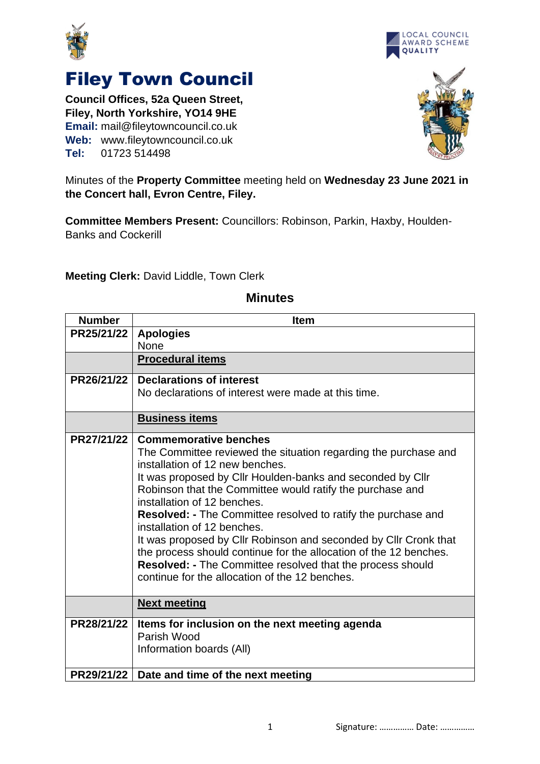# Filey Town Council

**Council Offices, 52a Queen Street,**
**Filey, North Yorkshire, YO14 9HE**
**Email:** mail@fileytowncouncil.co.uk
**Web:** www.fileytowncouncil.co.uk
**Tel:** 01723 514498

Minutes of the **Property Committee** meeting held on **Wednesday 23 June 2021 in the Concert hall, Evron Centre, Filey.**

**Committee Members Present:** Councillors: Robinson, Parkin, Haxby, Houlden-Banks and Cockerill

**Meeting Clerk:** David Liddle, Town Clerk

## Minutes

| Number | Item |
|---|---|
| **PR25/21/22** | **Apologies**<br>None |
| | **Procedural items** |
| **PR26/21/22** | **Declarations of interest**<br>No declarations of interest were made at this time. |
| | **Business items** |
| **PR27/21/22** | **Commemorative benches**<br>The Committee reviewed the situation regarding the purchase and installation of 12 new benches.<br>It was proposed by Cllr Houlden-banks and seconded by Cllr Robinson that the Committee would ratify the purchase and installation of 12 benches.<br>**Resolved: -** The Committee resolved to ratify the purchase and installation of 12 benches.<br>It was proposed by Cllr Robinson and seconded by Cllr Cronk that the process should continue for the allocation of the 12 benches.<br>**Resolved: -** The Committee resolved that the process should continue for the allocation of the 12 benches. |
| | **Next meeting** |
| **PR28/21/22** | **Items for inclusion on the next meeting agenda**<br>Parish Wood<br>Information boards (All) |
| **PR29/21/22** | **Date and time of the next meeting** |

Signature: …………… Date: ……………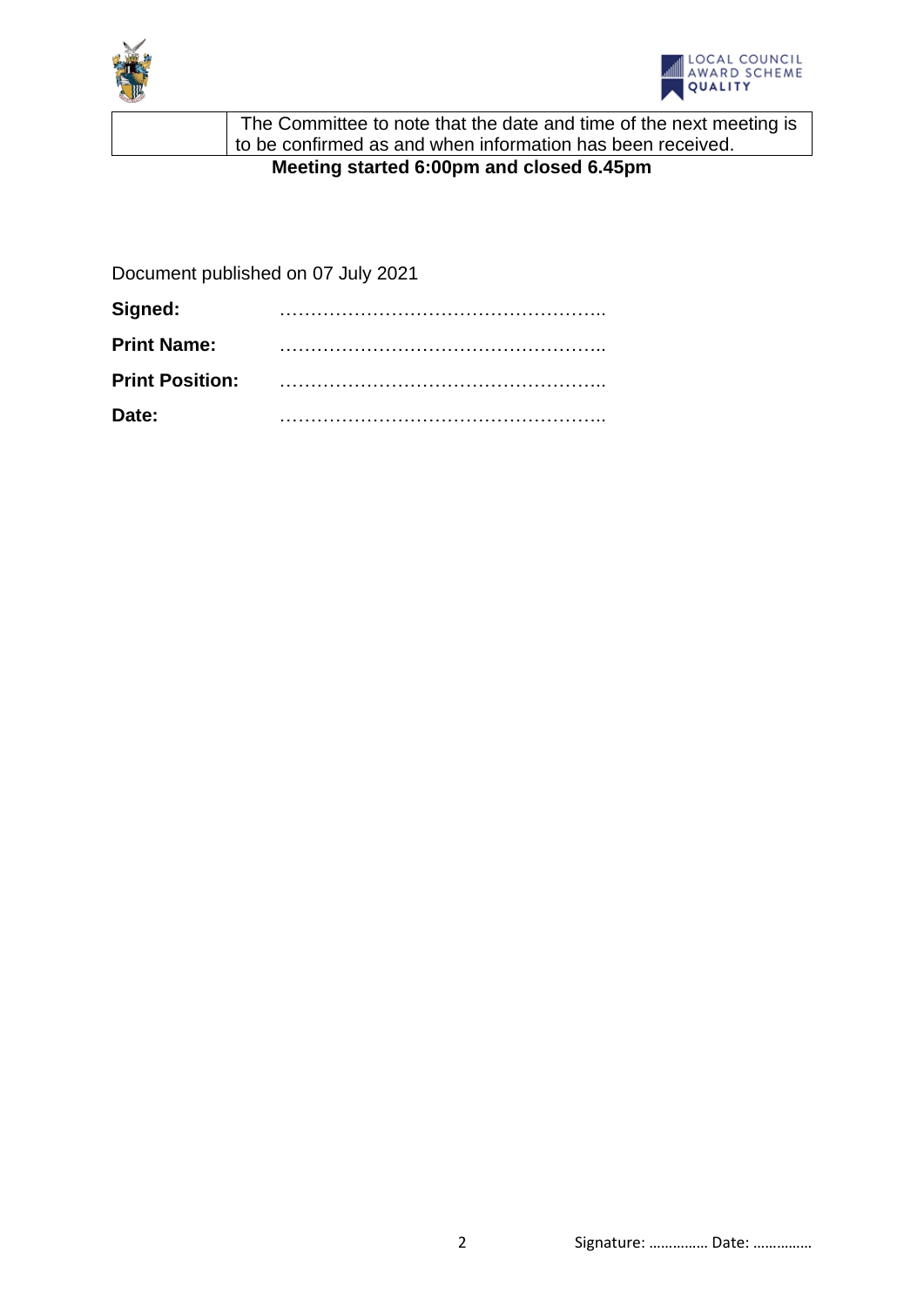| | |
|---|---|
| | The Committee to note that the date and time of the next meeting is to be confirmed as and when information has been received. |

**Meeting started 6:00pm and closed 6.45pm**

Document published on 07 July 2021

**Signed:** ……………………………………………..

**Print Name:** ……………………………………………..

**Print Position:** ……………………………………………..

**Date:** ……………………………………………..